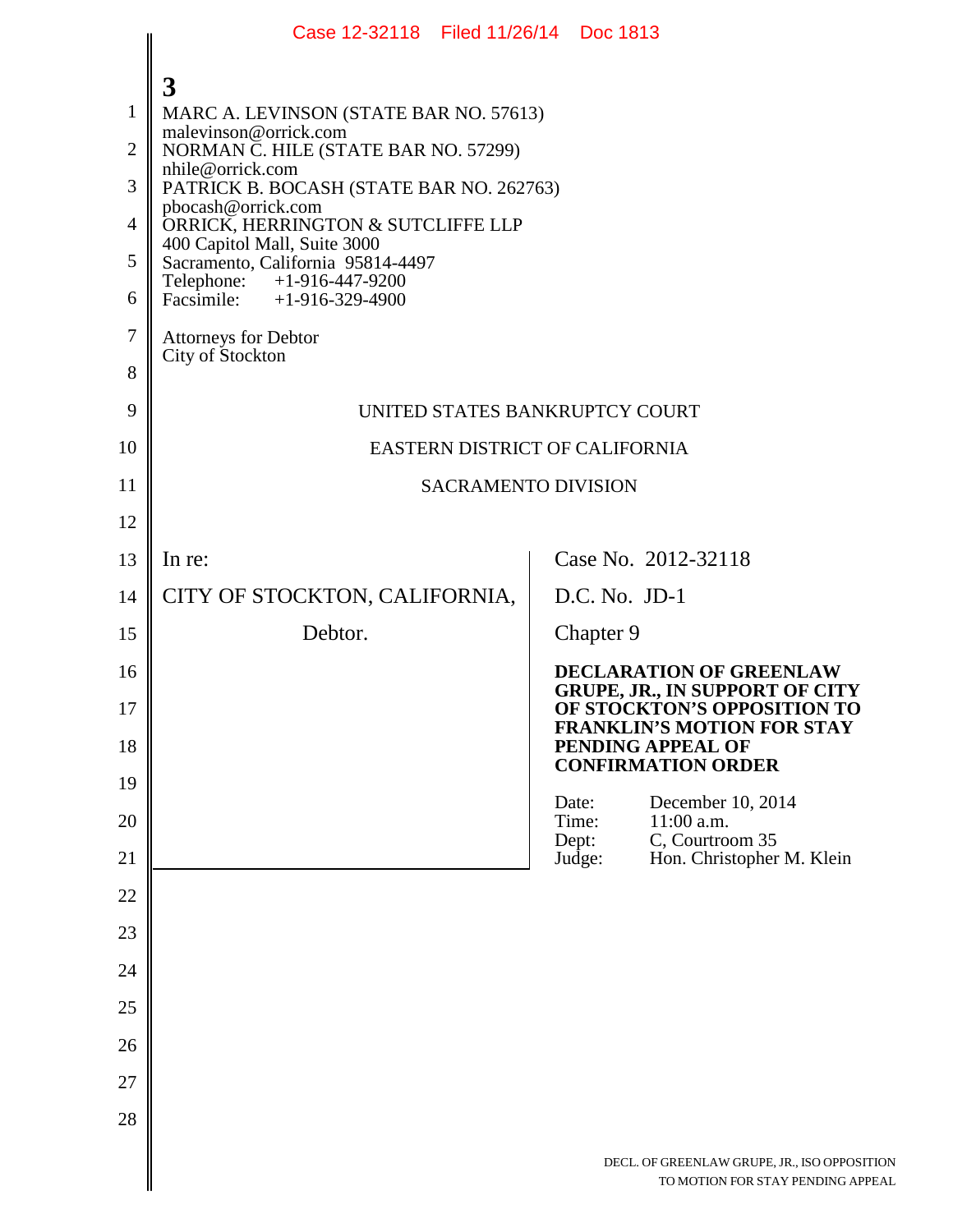3

MARC A. LEVINSON (STATE BAR NO. 57613)
malevinson@orrick.com
NORMAN C. HILE (STATE BAR NO. 57299)
nhile@orrick.com
PATRICK B. BOCASH (STATE BAR NO. 262763)
pbocash@orrick.com
ORRICK, HERRINGTON & SUTCLIFFE LLP
400 Capitol Mall, Suite 3000
Sacramento, California 95814-4497
Telephone: +1-916-447-9200
Facsimile: +1-916-329-4900

Attorneys for Debtor
City of Stockton

UNITED STATES BANKRUPTCY COURT

EASTERN DISTRICT OF CALIFORNIA

SACRAMENTO DIVISION

| | |
|---|---|
| In re:<br><br>CITY OF STOCKTON, CALIFORNIA,<br><br>Debtor. | Case No. 2012-32118<br><br>D.C. No. JD-1<br><br>Chapter 9<br><br>**DECLARATION OF GREENLAW GRUPE, JR., IN SUPPORT OF CITY OF STOCKTON'S OPPOSITION TO FRANKLIN'S MOTION FOR STAY PENDING APPEAL OF CONFIRMATION ORDER**<br><br>Date: December 10, 2014<br>Time: 11:00 a.m.<br>Dept: C, Courtroom 35<br>Judge: Hon. Christopher M. Klein |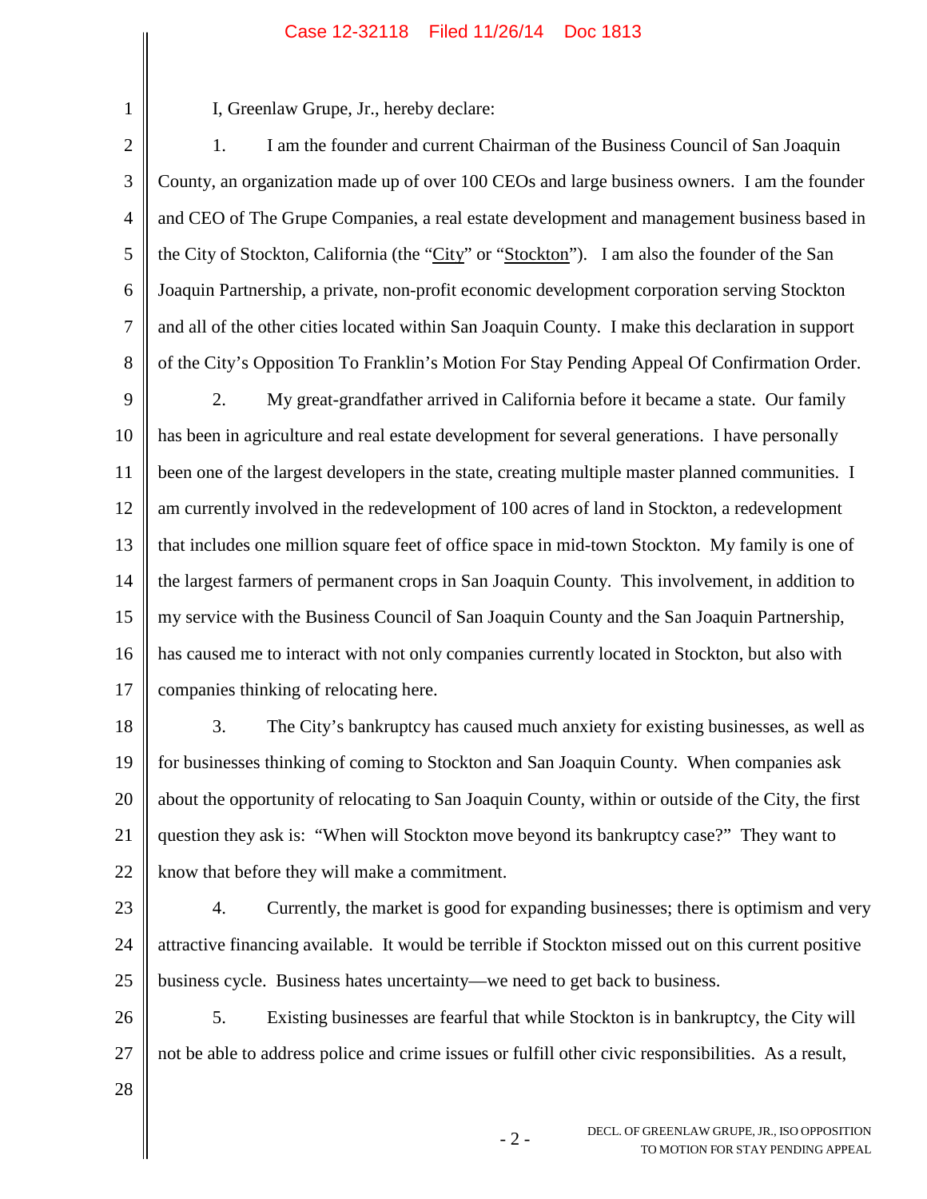I, Greenlaw Grupe, Jr., hereby declare:

1. I am the founder and current Chairman of the Business Council of San Joaquin County, an organization made up of over 100 CEOs and large business owners. I am the founder and CEO of The Grupe Companies, a real estate development and management business based in the City of Stockton, California (the "City" or "Stockton"). I am also the founder of the San Joaquin Partnership, a private, non-profit economic development corporation serving Stockton and all of the other cities located within San Joaquin County. I make this declaration in support of the City's Opposition To Franklin's Motion For Stay Pending Appeal Of Confirmation Order.

2. My great-grandfather arrived in California before it became a state. Our family has been in agriculture and real estate development for several generations. I have personally been one of the largest developers in the state, creating multiple master planned communities. I am currently involved in the redevelopment of 100 acres of land in Stockton, a redevelopment that includes one million square feet of office space in mid-town Stockton. My family is one of the largest farmers of permanent crops in San Joaquin County. This involvement, in addition to my service with the Business Council of San Joaquin County and the San Joaquin Partnership, has caused me to interact with not only companies currently located in Stockton, but also with companies thinking of relocating here.

3. The City's bankruptcy has caused much anxiety for existing businesses, as well as for businesses thinking of coming to Stockton and San Joaquin County. When companies ask about the opportunity of relocating to San Joaquin County, within or outside of the City, the first question they ask is: "When will Stockton move beyond its bankruptcy case?" They want to know that before they will make a commitment.

4. Currently, the market is good for expanding businesses; there is optimism and very attractive financing available. It would be terrible if Stockton missed out on this current positive business cycle. Business hates uncertainty—we need to get back to business.

5. Existing businesses are fearful that while Stockton is in bankruptcy, the City will not be able to address police and crime issues or fulfill other civic responsibilities. As a result,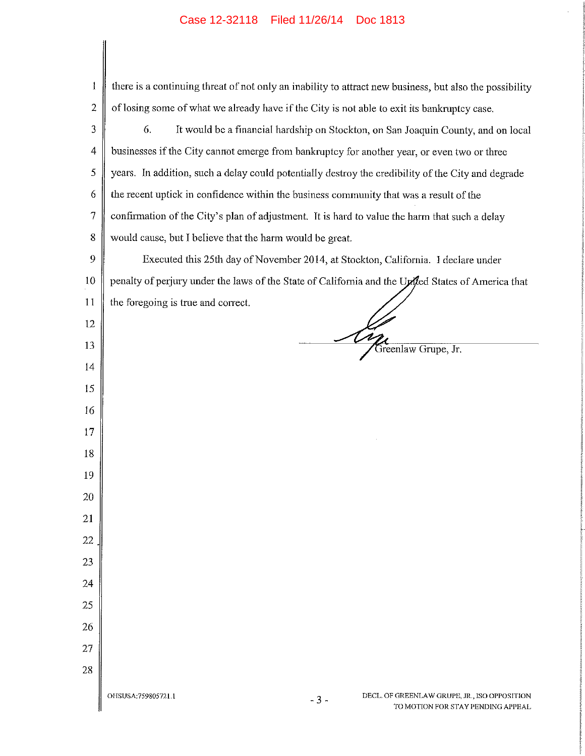there is a continuing threat of not only an inability to attract new business, but also the possibility of losing some of what we already have if the City is not able to exit its bankruptcy case.

6. It would be a financial hardship on Stockton, on San Joaquin County, and on local businesses if the City cannot emerge from bankruptcy for another year, or even two or three years. In addition, such a delay could potentially destroy the credibility of the City and degrade the recent uptick in confidence within the business community that was a result of the confirmation of the City's plan of adjustment. It is hard to value the harm that such a delay would cause, but I believe that the harm would be great.

Executed this 25th day of November 2014, at Stockton, California. I declare under penalty of perjury under the laws of the State of California and the United States of America that the foregoing is true and correct.

Greenlaw Grupe, Jr.

OHSUSA:759805721.1

DECL. OF GREENLAW GRUPE, JR., ISO OPPOSITION TO MOTION FOR STAY PENDING APPEAL